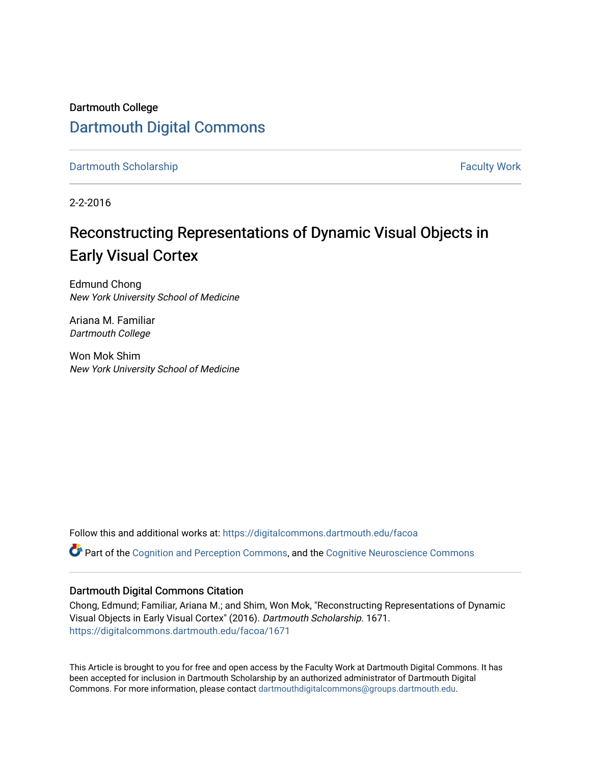Dartmouth College

# Dartmouth Digital Commons

Dartmouth Scholarship | Faculty Work

2-2-2016

# Reconstructing Representations of Dynamic Visual Objects in Early Visual Cortex

Edmund Chong
*New York University School of Medicine*

Ariana M. Familiar
*Dartmouth College*

Won Mok Shim
*New York University School of Medicine*

Follow this and additional works at: https://digitalcommons.dartmouth.edu/facoa

Part of the Cognition and Perception Commons, and the Cognitive Neuroscience Commons

## Dartmouth Digital Commons Citation

Chong, Edmund; Familiar, Ariana M.; and Shim, Won Mok, "Reconstructing Representations of Dynamic Visual Objects in Early Visual Cortex" (2016). *Dartmouth Scholarship*. 1671.
https://digitalcommons.dartmouth.edu/facoa/1671

This Article is brought to you for free and open access by the Faculty Work at Dartmouth Digital Commons. It has been accepted for inclusion in Dartmouth Scholarship by an authorized administrator of Dartmouth Digital Commons. For more information, please contact dartmouthdigitalcommons@groups.dartmouth.edu.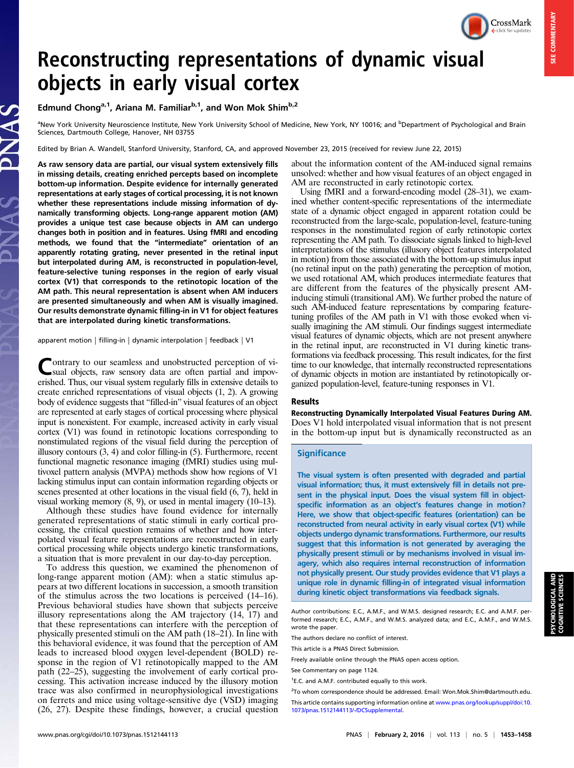# Reconstructing representations of dynamic visual objects in early visual cortex

**Edmund Chong[a,1], Ariana M. Familiar[b,1], and Won Mok Shim[b,2]**

[a]New York University Neuroscience Institute, New York University School of Medicine, New York, NY 10016; and [b]Department of Psychological and Brain Sciences, Dartmouth College, Hanover, NH 03755

Edited by Brian A. Wandell, Stanford University, Stanford, CA, and approved November 23, 2015 (received for review June 22, 2015)

**As raw sensory data are partial, our visual system extensively fills in missing details, creating enriched percepts based on incomplete bottom-up information. Despite evidence for internally generated representations at early stages of cortical processing, it is not known whether these representations include missing information of dynamically transforming objects. Long-range apparent motion (AM) provides a unique test case because objects in AM can undergo changes both in position and in features. Using fMRI and encoding methods, we found that the "intermediate" orientation of an apparently rotating grating, never presented in the retinal input but interpolated during AM, is reconstructed in population-level, feature-selective tuning responses in the region of early visual cortex (V1) that corresponds to the retinotopic location of the AM path. This neural representation is absent when AM inducers are presented simultaneously and when AM is visually imagined. Our results demonstrate dynamic filling-in in V1 for object features that are interpolated during kinetic transformations.**

apparent motion | filling-in | dynamic interpolation | feedback | V1

Contrary to our seamless and unobstructed perception of visual objects, raw sensory data are often partial and impoverished. Thus, our visual system regularly fills in extensive details to create enriched representations of visual objects (1, 2). A growing body of evidence suggests that "filled-in" visual features of an object are represented at early stages of cortical processing where physical input is nonexistent. For example, increased activity in early visual cortex (V1) was found in retinotopic locations corresponding to nonstimulated regions of the visual field during the perception of illusory contours (3, 4) and color filling-in (5). Furthermore, recent functional magnetic resonance imaging (fMRI) studies using multivoxel pattern analysis (MVPA) methods show how regions of V1 lacking stimulus input can contain information regarding objects or scenes presented at other locations in the visual field (6, 7), held in visual working memory (8, 9), or used in mental imagery (10–13).

Although these studies have found evidence for internally generated representations of static stimuli in early cortical processing, the critical question remains of whether and how interpolated visual feature representations are reconstructed in early cortical processing while objects undergo kinetic transformations, a situation that is more prevalent in our day-to-day perception.

To address this question, we examined the phenomenon of long-range apparent motion (AM): when a static stimulus appears at two different locations in succession, a smooth transition of the stimulus across the two locations is perceived (14–16). Previous behavioral studies have shown that subjects perceive illusory representations along the AM trajectory (14, 17) and that these representations can interfere with the perception of physically presented stimuli on the AM path (18–21). In line with this behavioral evidence, it was found that the perception of AM leads to increased blood oxygen level-dependent (BOLD) response in the region of V1 retinotopically mapped to the AM path (22–25), suggesting the involvement of early cortical processing. This activation increase induced by the illusory motion trace was also confirmed in neurophysiological investigations on ferrets and mice using voltage-sensitive dye (VSD) imaging (26, 27). Despite these findings, however, a crucial question about the information content of the AM-induced signal remains unsolved: whether and how visual features of an object engaged in AM are reconstructed in early retinotopic cortex.

Using fMRI and a forward-encoding model (28–31), we examined whether content-specific representations of the intermediate state of a dynamic object engaged in apparent rotation could be reconstructed from the large-scale, population-level, feature-tuning responses in the nonstimulated region of early retinotopic cortex representing the AM path. To dissociate signals linked to high-level interpretations of the stimulus (illusory object features interpolated in motion) from those associated with the bottom-up stimulus input (no retinal input on the path) generating the perception of motion, we used rotational AM, which produces intermediate features that are different from the features of the physically present AM-inducing stimuli (transitional AM). We further probed the nature of such AM-induced feature representations by comparing feature-tuning profiles of the AM path in V1 with those evoked when visually imagining the AM stimuli. Our findings suggest intermediate visual features of dynamic objects, which are not present anywhere in the retinal input, are reconstructed in V1 during kinetic transformations via feedback processing. This result indicates, for the first time to our knowledge, that internally reconstructed representations of dynamic objects in motion are instantiated by retinotopically organized population-level, feature-tuning responses in V1.

## Results

**Reconstructing Dynamically Interpolated Visual Features During AM.** Does V1 hold interpolated visual information that is not present in the bottom-up input but is dynamically reconstructed as an

### Significance

The visual system is often presented with degraded and partial visual information; thus, it must extensively fill in details not present in the physical input. Does the visual system fill in object-specific information as an object's features change in motion? Here, we show that object-specific features (orientation) can be reconstructed from neural activity in early visual cortex (V1) while objects undergo dynamic transformations. Furthermore, our results suggest that this information is not generated by averaging the physically present stimuli or by mechanisms involved in visual imagery, which also requires internal reconstruction of information not physically present. Our study provides evidence that V1 plays a unique role in dynamic filling-in of integrated visual information during kinetic object transformations via feedback signals.

Author contributions: E.C., A.M.F., and W.M.S. designed research; E.C. and A.M.F. performed research; E.C., A.M.F., and W.M.S. analyzed data; and E.C., A.M.F., and W.M.S. wrote the paper.

The authors declare no conflict of interest.

This article is a PNAS Direct Submission.

Freely available online through the PNAS open access option.

See Commentary on page 1124.

[1]E.C. and A.M.F. contributed equally to this work.

[2]To whom correspondence should be addressed. Email: Won.Mok.Shim@dartmouth.edu.

This article contains supporting information online at www.pnas.org/lookup/suppl/doi:10.1073/pnas.1512144113/-/DCSupplemental.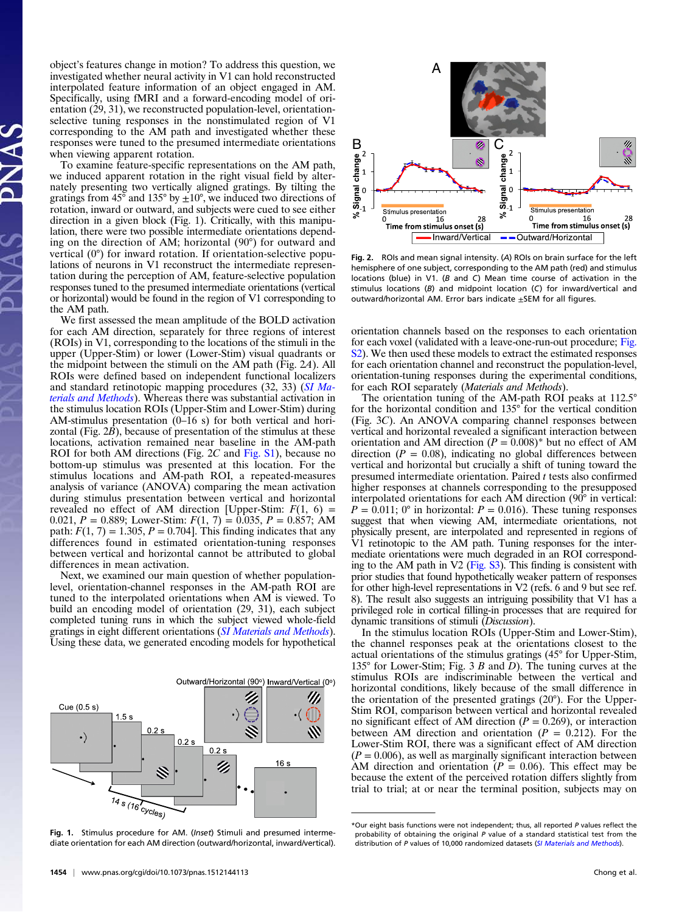object's features change in motion? To address this question, we investigated whether neural activity in V1 can hold reconstructed interpolated feature information of an object engaged in AM. Specifically, using fMRI and a forward-encoding model of orientation (29, 31), we reconstructed population-level, orientation-selective tuning responses in the nonstimulated region of V1 corresponding to the AM path and investigated whether these responses were tuned to the presumed intermediate orientations when viewing apparent rotation.

To examine feature-specific representations on the AM path, we induced apparent rotation in the right visual field by alternately presenting two vertically aligned gratings. By tilting the gratings from 45° and 135° by ±10°, we induced two directions of rotation, inward or outward, and subjects were cued to see either direction in a given block (Fig. 1). Critically, with this manipulation, there were two possible intermediate orientations depending on the direction of AM; horizontal (90°) for outward and vertical (0°) for inward rotation. If orientation-selective populations of neurons in V1 reconstruct the intermediate representation during the perception of AM, feature-selective population responses tuned to the presumed intermediate orientations (vertical or horizontal) would be found in the region of V1 corresponding to the AM path.

We first assessed the mean amplitude of the BOLD activation for each AM direction, separately for three regions of interest (ROIs) in V1, corresponding to the locations of the stimuli in the upper (Upper-Stim) or lower (Lower-Stim) visual quadrants or the midpoint between the stimuli on the AM path (Fig. 2*A*). All ROIs were defined based on independent functional localizers and standard retinotopic mapping procedures (32, 33) (*SI Materials and Methods*). Whereas there was substantial activation in the stimulus location ROIs (Upper-Stim and Lower-Stim) during AM-stimulus presentation (0–16 s) for both vertical and horizontal (Fig. 2*B*), because of presentation of the stimulus at these locations, activation remained near baseline in the AM-path ROI for both AM directions (Fig. 2*C* and Fig. S1), because no bottom-up stimulus was presented at this location. For the stimulus locations and AM-path ROI, a repeated-measures analysis of variance (ANOVA) comparing the mean activation during stimulus presentation between vertical and horizontal revealed no effect of AM direction [Upper-Stim: $F(1, 6) = 0.021$, $P = 0.889$; Lower-Stim: $F(1, 7) = 0.035$, $P = 0.857$; AM path: $F(1, 7) = 1.305$, $P = 0.704$]. This finding indicates that any differences found in estimated orientation-tuning responses between vertical and horizontal cannot be attributed to global differences in mean activation.

Next, we examined our main question of whether population-level, orientation-channel responses in the AM-path ROI are tuned to the interpolated orientations when AM is viewed. To build an encoding model of orientation (29, 31), each subject completed tuning runs in which the subject viewed whole-field gratings in eight different orientations (*SI Materials and Methods*). Using these data, we generated encoding models for hypothetical orientation channels based on the responses to each orientation for each voxel (validated with a leave-one-run-out procedure; Fig. S2). We then used these models to extract the estimated responses for each orientation channel and reconstruct the population-level, orientation-tuning responses during the experimental conditions, for each ROI separately (*Materials and Methods*).

The orientation tuning of the AM-path ROI peaks at 112.5° for the horizontal condition and 135° for the vertical condition (Fig. 3*C*). An ANOVA comparing channel responses between vertical and horizontal revealed a significant interaction between orientation and AM direction ($P = 0.008$)* but no effect of AM direction ($P = 0.08$), indicating no global differences between vertical and horizontal but crucially a shift of tuning toward the presumed intermediate orientation. Paired *t* tests also confirmed higher responses at channels corresponding to the presupposed interpolated orientations for each AM direction (90° in vertical: $P = 0.011$; 0° in horizontal: $P = 0.016$). These tuning responses suggest that when viewing AM, intermediate orientations, not physically present, are interpolated and represented in regions of V1 retinotopic to the AM path. Tuning responses for the intermediate orientations were much degraded in an ROI corresponding to the AM path in V2 (Fig. S3). This finding is consistent with prior studies that found hypothetically weaker pattern of responses for other high-level representations in V2 (refs. 6 and 9 but see ref. 8). The result also suggests an intriguing possibility that V1 has a privileged role in cortical filling-in processes that are required for dynamic transitions of stimuli (*Discussion*).

In the stimulus location ROIs (Upper-Stim and Lower-Stim), the channel responses peak at the orientations closest to the actual orientations of the stimulus gratings (45° for Upper-Stim, 135° for Lower-Stim; Fig. 3 *B* and *D*). The tuning curves at the stimulus ROIs are indiscriminable between the vertical and horizontal conditions, likely because of the small difference in the orientation of the presented gratings (20°). For the Upper-Stim ROI, comparison between vertical and horizontal revealed no significant effect of AM direction ($P = 0.269$), or interaction between AM direction and orientation ($P = 0.212$). For the Lower-Stim ROI, there was a significant effect of AM direction ($P = 0.006$), as well as marginally significant interaction between AM direction and orientation ($P = 0.06$). This effect may be because the extent of the perceived rotation differs slightly from trial to trial; at or near the terminal position, subjects may on

Fig. 1. Stimulus procedure for AM. (*Inset*) Stimuli and presumed intermediate orientation for each AM direction (outward/horizontal, inward/vertical).

Fig. 2. ROIs and mean signal intensity. (*A*) ROIs on brain surface for the left hemisphere of one subject, corresponding to the AM path (red) and stimulus locations (blue) in V1. (*B* and *C*) Mean time course of activation in the stimulus locations (*B*) and midpoint location (*C*) for inward/vertical and outward/horizontal AM. Error bars indicate ±SEM for all figures.

*Our eight basis functions were not independent; thus, all reported *P* values reflect the probability of obtaining the original *P* value of a standard statistical test from the distribution of *P* values of 10,000 randomized datasets (*SI Materials and Methods*).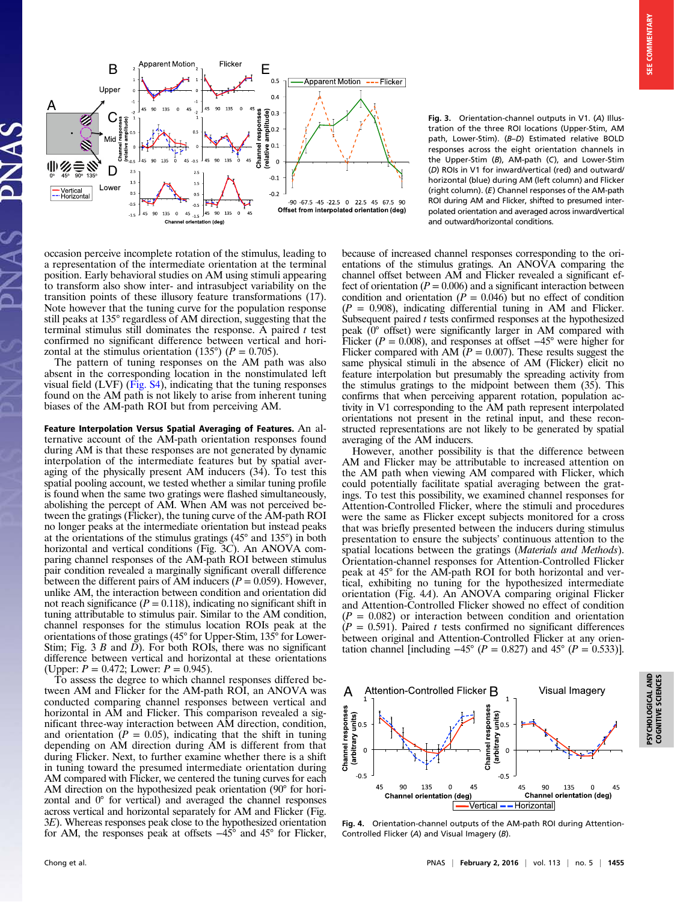Fig. 3. Orientation-channel outputs in V1. (*A*) Illustration of the three ROI locations (Upper-Stim, AM path, Lower-Stim). (*B*–*D*) Estimated relative BOLD responses across the eight orientation channels in the Upper-Stim (*B*), AM-path (*C*), and Lower-Stim (*D*) ROIs in V1 for inward/vertical (red) and outward/horizontal (blue) during AM (left column) and Flicker (right column). (*E*) Channel responses of the AM-path ROI during AM and Flicker, shifted to presumed interpolated orientation and averaged across inward/vertical and outward/horizontal conditions.

occasion perceive incomplete rotation of the stimulus, leading to a representation of the intermediate orientation at the terminal position. Early behavioral studies on AM using stimuli appearing to transform also show inter- and intrasubject variability on the transition points of these illusory feature transformations (17). Note however that the tuning curve for the population response still peaks at 135° regardless of AM direction, suggesting that the terminal stimulus still dominates the response. A paired *t* test confirmed no significant difference between vertical and horizontal at the stimulus orientation (135°) ($P = 0.705$).

The pattern of tuning responses on the AM path was also absent in the corresponding location in the nonstimulated left visual field (LVF) (Fig. S4), indicating that the tuning responses found on the AM path is not likely to arise from inherent tuning biases of the AM-path ROI but from perceiving AM.

**Feature Interpolation Versus Spatial Averaging of Features.** An alternative account of the AM-path orientation responses found during AM is that these responses are not generated by dynamic interpolation of the intermediate features but by spatial averaging of the physically present AM inducers (34). To test this spatial pooling account, we tested whether a similar tuning profile is found when the same two gratings were flashed simultaneously, abolishing the percept of AM. When AM was not perceived between the gratings (Flicker), the tuning curve of the AM-path ROI no longer peaks at the intermediate orientation but instead peaks at the orientations of the stimulus gratings (45° and 135°) in both horizontal and vertical conditions (Fig. 3*C*). An ANOVA comparing channel responses of the AM-path ROI between stimulus pair condition revealed a marginally significant overall difference between the different pairs of AM inducers ($P = 0.059$). However, unlike AM, the interaction between condition and orientation did not reach significance ($P = 0.118$), indicating no significant shift in tuning attributable to stimulus pair. Similar to the AM condition, channel responses for the stimulus location ROIs peak at the orientations of those gratings (45° for Upper-Stim, 135° for Lower-Stim; Fig. 3 *B* and *D*). For both ROIs, there was no significant difference between vertical and horizontal at these orientations (Upper: $P = 0.472$; Lower: $P = 0.945$).

To assess the degree to which channel responses differed between AM and Flicker for the AM-path ROI, an ANOVA was conducted comparing channel responses between vertical and horizontal in AM and Flicker. This comparison revealed a significant three-way interaction between AM direction, condition, and orientation ($P = 0.05$), indicating that the shift in tuning depending on AM direction during AM is different from that during Flicker. Next, to further examine whether there is a shift in tuning toward the presumed intermediate orientation during AM compared with Flicker, we centered the tuning curves for each AM direction on the hypothesized peak orientation (90° for horizontal and 0° for vertical) and averaged the channel responses across vertical and horizontal separately for AM and Flicker (Fig. 3*E*). Whereas responses peak close to the hypothesized orientation for AM, the responses peak at offsets −45° and 45° for Flicker, because of increased channel responses corresponding to the orientations of the stimulus gratings. An ANOVA comparing the channel offset between AM and Flicker revealed a significant effect of orientation ($P = 0.006$) and a significant interaction between condition and orientation ($P = 0.046$) but no effect of condition ($P = 0.908$), indicating differential tuning in AM and Flicker. Subsequent paired *t* tests confirmed responses at the hypothesized peak (0° offset) were significantly larger in AM compared with Flicker ($P = 0.008$), and responses at offset −45° were higher for Flicker compared with AM ($P = 0.007$). These results suggest the same physical stimuli in the absence of AM (Flicker) elicit no feature interpolation but presumably the spreading activity from the stimulus gratings to the midpoint between them (35). This confirms that when perceiving apparent rotation, population activity in V1 corresponding to the AM path represent interpolated orientations not present in the retinal input, and these reconstructed representations are not likely to be generated by spatial averaging of the AM inducers.

However, another possibility is that the difference between AM and Flicker may be attributable to increased attention on the AM path when viewing AM compared with Flicker, which could potentially facilitate spatial averaging between the gratings. To test this possibility, we examined channel responses for Attention-Controlled Flicker, where the stimuli and procedures were the same as Flicker except subjects monitored for a cross that was briefly presented between the inducers during stimulus presentation to ensure the subjects' continuous attention to the spatial locations between the gratings (*Materials and Methods*). Orientation-channel responses for Attention-Controlled Flicker peak at 45° for the AM-path ROI for both horizontal and vertical, exhibiting no tuning for the hypothesized intermediate orientation (Fig. 4*A*). An ANOVA comparing original Flicker and Attention-Controlled Flicker showed no effect of condition ($P = 0.082$) or interaction between condition and orientation ($P = 0.591$). Paired *t* tests confirmed no significant differences between original and Attention-Controlled Flicker at any orientation channel [including −45° ($P = 0.827$) and 45° ($P = 0.533$)].

Fig. 4. Orientation-channel outputs of the AM-path ROI during Attention-Controlled Flicker (*A*) and Visual Imagery (*B*).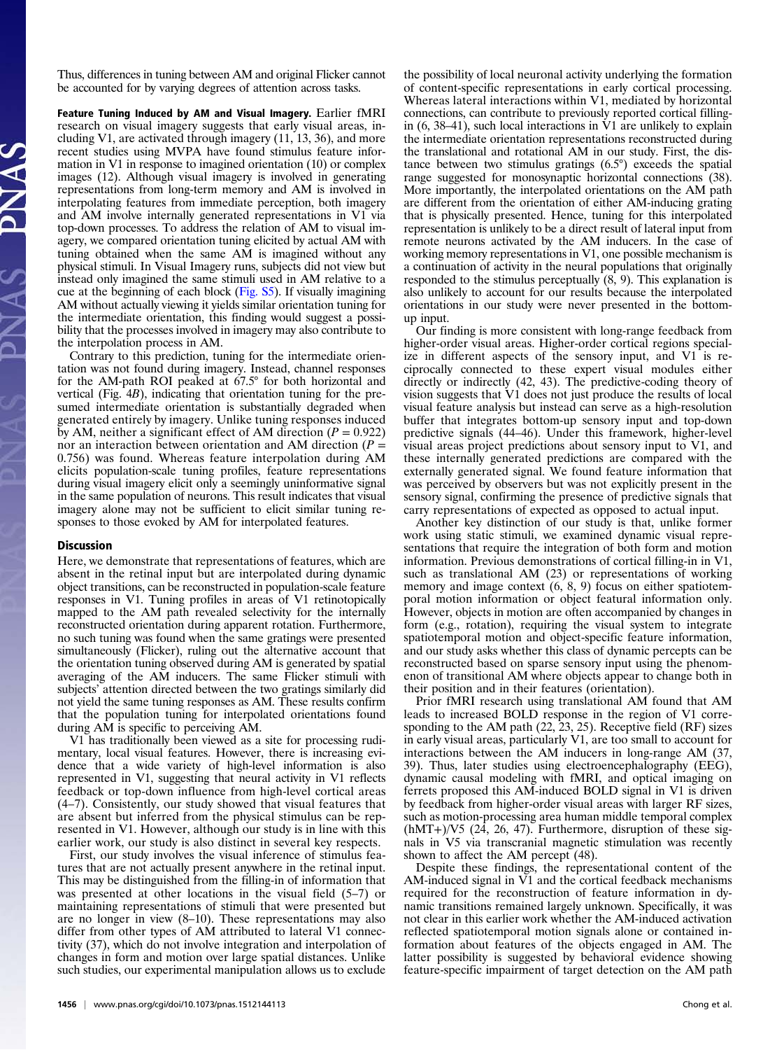Thus, differences in tuning between AM and original Flicker cannot be accounted for by varying degrees of attention across tasks.

**Feature Tuning Induced by AM and Visual Imagery.** Earlier fMRI research on visual imagery suggests that early visual areas, including V1, are activated through imagery (11, 13, 36), and more recent studies using MVPA have found stimulus feature information in V1 in response to imagined orientation (10) or complex images (12). Although visual imagery is involved in generating representations from long-term memory and AM is involved in interpolating features from immediate perception, both imagery and AM involve internally generated representations in V1 via top-down processes. To address the relation of AM to visual imagery, we compared orientation tuning elicited by actual AM with tuning obtained when the same AM is imagined without any physical stimuli. In Visual Imagery runs, subjects did not view but instead only imagined the same stimuli used in AM relative to a cue at the beginning of each block (Fig. S5). If visually imagining AM without actually viewing it yields similar orientation tuning for the intermediate orientation, this finding would suggest a possibility that the processes involved in imagery may also contribute to the interpolation process in AM.

Contrary to this prediction, tuning for the intermediate orientation was not found during imagery. Instead, channel responses for the AM-path ROI peaked at 67.5° for both horizontal and vertical (Fig. 4*B*), indicating that orientation tuning for the presumed intermediate orientation is substantially degraded when generated entirely by imagery. Unlike tuning responses induced by AM, neither a significant effect of AM direction ($P = 0.922$) nor an interaction between orientation and AM direction ($P = 0.756$) was found. Whereas feature interpolation during AM elicits population-scale tuning profiles, feature representations during visual imagery elicit only a seemingly uninformative signal in the same population of neurons. This result indicates that visual imagery alone may not be sufficient to elicit similar tuning responses to those evoked by AM for interpolated features.

## Discussion

Here, we demonstrate that representations of features, which are absent in the retinal input but are interpolated during dynamic object transitions, can be reconstructed in population-scale feature responses in V1. Tuning profiles in areas of V1 retinotopically mapped to the AM path revealed selectivity for the internally reconstructed orientation during apparent rotation. Furthermore, no such tuning was found when the same gratings were presented simultaneously (Flicker), ruling out the alternative account that the orientation tuning observed during AM is generated by spatial averaging of the AM inducers. The same Flicker stimuli with subjects' attention directed between the two gratings similarly did not yield the same tuning responses as AM. These results confirm that the population tuning for interpolated orientations found during AM is specific to perceiving AM.

V1 has traditionally been viewed as a site for processing rudimentary, local visual features. However, there is increasing evidence that a wide variety of high-level information is also represented in V1, suggesting that neural activity in V1 reflects feedback or top-down influence from high-level cortical areas (4–7). Consistently, our study showed that visual features that are absent but inferred from the physical stimulus can be represented in V1. However, although our study is in line with this earlier work, our study is also distinct in several key respects.

First, our study involves the visual inference of stimulus features that are not actually present anywhere in the retinal input. This may be distinguished from the filling-in of information that was presented at other locations in the visual field (5–7) or maintaining representations of stimuli that were presented but are no longer in view (8–10). These representations may also differ from other types of AM attributed to lateral V1 connectivity (37), which do not involve integration and interpolation of changes in form and motion over large spatial distances. Unlike such studies, our experimental manipulation allows us to exclude the possibility of local neuronal activity underlying the formation of content-specific representations in early cortical processing. Whereas lateral interactions within V1, mediated by horizontal connections, can contribute to previously reported cortical filling-in (6, 38–41), such local interactions in V1 are unlikely to explain the intermediate orientation representations reconstructed during the translational and rotational AM in our study. First, the distance between two stimulus gratings (6.5°) exceeds the spatial range suggested for monosynaptic horizontal connections (38). More importantly, the interpolated orientations on the AM path are different from the orientation of either AM-inducing grating that is physically presented. Hence, tuning for this interpolated representation is unlikely to be a direct result of lateral input from remote neurons activated by the AM inducers. In the case of working memory representations in V1, one possible mechanism is a continuation of activity in the neural populations that originally responded to the stimulus perceptually (8, 9). This explanation is also unlikely to account for our results because the interpolated orientations in our study were never presented in the bottom-up input.

Our finding is more consistent with long-range feedback from higher-order visual areas. Higher-order cortical regions specialize in different aspects of the sensory input, and V1 is reciprocally connected to these expert visual modules either directly or indirectly (42, 43). The predictive-coding theory of vision suggests that V1 does not just produce the results of local visual feature analysis but instead can serve as a high-resolution buffer that integrates bottom-up sensory input and top-down predictive signals (44–46). Under this framework, higher-level visual areas project predictions about sensory input to V1, and these internally generated predictions are compared with the externally generated signal. We found feature information that was perceived by observers but was not explicitly present in the sensory signal, confirming the presence of predictive signals that carry representations of expected as opposed to actual input.

Another key distinction of our study is that, unlike former work using static stimuli, we examined dynamic visual representations that require the integration of both form and motion information. Previous demonstrations of cortical filling-in in V1, such as translational AM (23) or representations of working memory and image context (6, 8, 9) focus on either spatiotemporal motion information or object featural information only. However, objects in motion are often accompanied by changes in form (e.g., rotation), requiring the visual system to integrate spatiotemporal motion and object-specific feature information, and our study asks whether this class of dynamic percepts can be reconstructed based on sparse sensory input using the phenomenon of transitional AM where objects appear to change both in their position and in their features (orientation).

Prior fMRI research using translational AM found that AM leads to increased BOLD response in the region of V1 corresponding to the AM path (22, 23, 25). Receptive field (RF) sizes in early visual areas, particularly V1, are too small to account for interactions between the AM inducers in long-range AM (37, 39). Thus, later studies using electroencephalography (EEG), dynamic causal modeling with fMRI, and optical imaging on ferrets proposed this AM-induced BOLD signal in V1 is driven by feedback from higher-order visual areas with larger RF sizes, such as motion-processing area human middle temporal complex (hMT+)/V5 (24, 26, 47). Furthermore, disruption of these signals in V5 via transcranial magnetic stimulation was recently shown to affect the AM percept (48).

Despite these findings, the representational content of the AM-induced signal in V1 and the cortical feedback mechanisms required for the reconstruction of feature information in dynamic transitions remained largely unknown. Specifically, it was not clear in this earlier work whether the AM-induced activation reflected spatiotemporal motion signals alone or contained information about features of the objects engaged in AM. The latter possibility is suggested by behavioral evidence showing feature-specific impairment of target detection on the AM path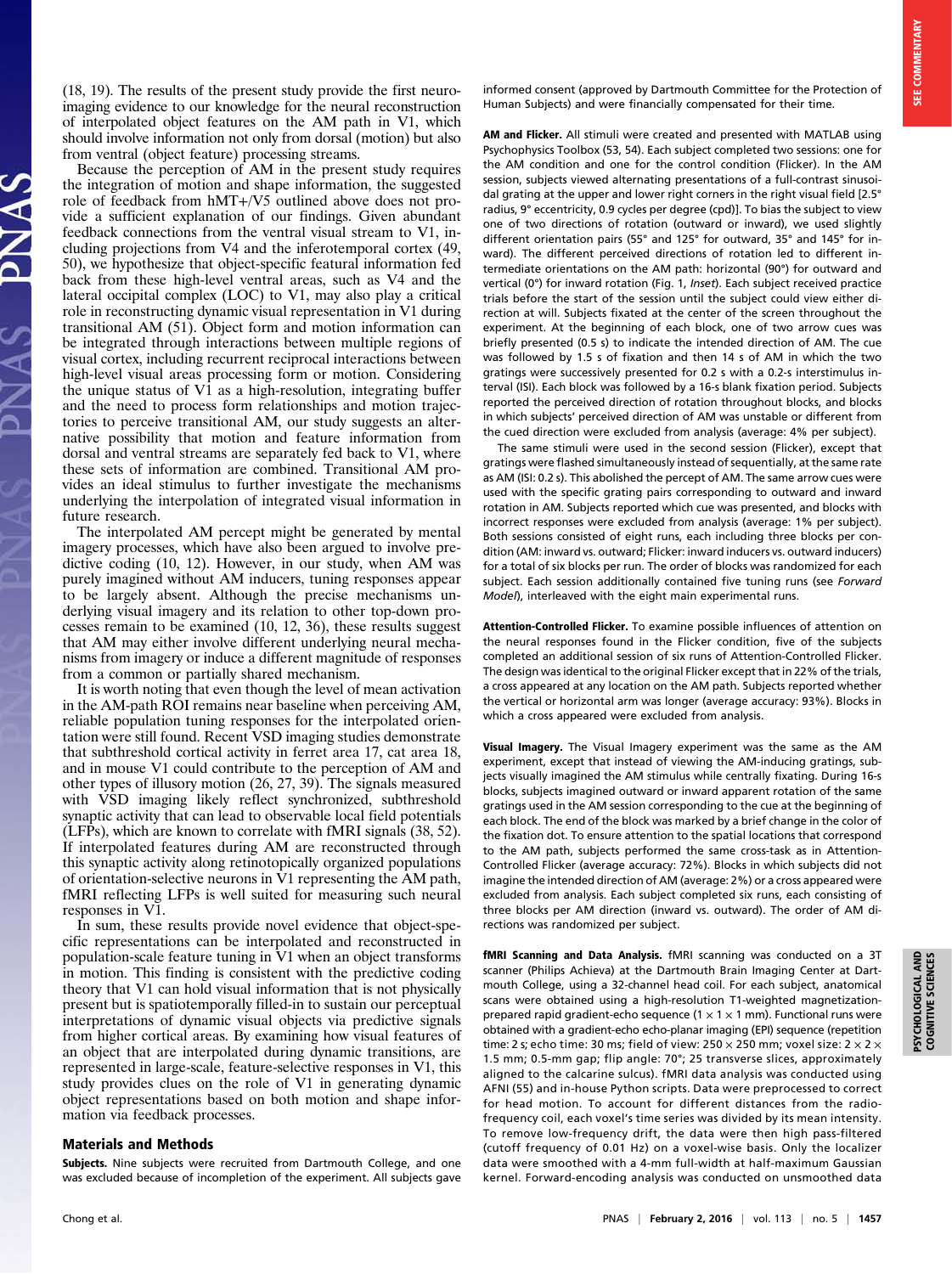(18, 19). The results of the present study provide the first neuroimaging evidence to our knowledge for the neural reconstruction of interpolated object features on the AM path in V1, which should involve information not only from dorsal (motion) but also from ventral (object feature) processing streams.

Because the perception of AM in the present study requires the integration of motion and shape information, the suggested role of feedback from hMT+/V5 outlined above does not provide a sufficient explanation of our findings. Given abundant feedback connections from the ventral visual stream to V1, including projections from V4 and the inferotemporal cortex (49, 50), we hypothesize that object-specific featural information fed back from these high-level ventral areas, such as V4 and the lateral occipital complex (LOC) to V1, may also play a critical role in reconstructing dynamic visual representation in V1 during transitional AM (51). Object form and motion information can be integrated through interactions between multiple regions of visual cortex, including recurrent reciprocal interactions between high-level visual areas processing form or motion. Considering the unique status of V1 as a high-resolution, integrating buffer and the need to process form relationships and motion trajectories to perceive transitional AM, our study suggests an alternative possibility that motion and feature information from dorsal and ventral streams are separately fed back to V1, where these sets of information are combined. Transitional AM provides an ideal stimulus to further investigate the mechanisms underlying the interpolation of integrated visual information in future research.

The interpolated AM percept might be generated by mental imagery processes, which have also been argued to involve predictive coding (10, 12). However, in our study, when AM was purely imagined without AM inducers, tuning responses appear to be largely absent. Although the precise mechanisms underlying visual imagery and its relation to other top-down processes remain to be examined (10, 12, 36), these results suggest that AM may either involve different underlying neural mechanisms from imagery or induce a different magnitude of responses from a common or partially shared mechanism.

It is worth noting that even though the level of mean activation in the AM-path ROI remains near baseline when perceiving AM, reliable population tuning responses for the interpolated orientation were still found. Recent VSD imaging studies demonstrate that subthreshold cortical activity in ferret area 17, cat area 18, and in mouse V1 could contribute to the perception of AM and other types of illusory motion (26, 27, 39). The signals measured with VSD imaging likely reflect synchronized, subthreshold synaptic activity that can lead to observable local field potentials (LFPs), which are known to correlate with fMRI signals (38, 52). If interpolated features during AM are reconstructed through this synaptic activity along retinotopically organized populations of orientation-selective neurons in V1 representing the AM path, fMRI reflecting LFPs is well suited for measuring such neural responses in V1.

In sum, these results provide novel evidence that object-specific representations can be interpolated and reconstructed in population-scale feature tuning in V1 when an object transforms in motion. This finding is consistent with the predictive coding theory that V1 can hold visual information that is not physically present but is spatiotemporally filled-in to sustain our perceptual interpretations of dynamic visual objects via predictive signals from higher cortical areas. By examining how visual features of an object that are interpolated during dynamic transitions, are represented in large-scale, feature-selective responses in V1, this study provides clues on the role of V1 in generating dynamic object representations based on both motion and shape information via feedback processes.

## Materials and Methods

**Subjects.** Nine subjects were recruited from Dartmouth College, and one was excluded because of incompletion of the experiment. All subjects gave informed consent (approved by Dartmouth Committee for the Protection of Human Subjects) and were financially compensated for their time.

**AM and Flicker.** All stimuli were created and presented with MATLAB using Psychophysics Toolbox (53, 54). Each subject completed two sessions: one for the AM condition and one for the control condition (Flicker). In the AM session, subjects viewed alternating presentations of a full-contrast sinusoidal grating at the upper and lower right corners in the right visual field [2.5° radius, 9° eccentricity, 0.9 cycles per degree (cpd)]. To bias the subject to view one of two directions of rotation (outward or inward), we used slightly different orientation pairs (55° and 125° for outward, 35° and 145° for inward). The different perceived directions of rotation led to different intermediate orientations on the AM path: horizontal (90°) for outward and vertical (0°) for inward rotation (Fig. 1, *Inset*). Each subject received practice trials before the start of the session until the subject could view either direction at will. Subjects fixated at the center of the screen throughout the experiment. At the beginning of each block, one of two arrow cues was briefly presented (0.5 s) to indicate the intended direction of AM. The cue was followed by 1.5 s of fixation and then 14 s of AM in which the two gratings were successively presented for 0.2 s with a 0.2-s interstimulus interval (ISI). Each block was followed by a 16-s blank fixation period. Subjects reported the perceived direction of rotation throughout blocks, and blocks in which subjects' perceived direction of AM was unstable or different from the cued direction were excluded from analysis (average: 4% per subject).

The same stimuli were used in the second session (Flicker), except that gratings were flashed simultaneously instead of sequentially, at the same rate as AM (ISI: 0.2 s). This abolished the percept of AM. The same arrow cues were used with the specific grating pairs corresponding to outward and inward rotation in AM. Subjects reported which cue was presented, and blocks with incorrect responses were excluded from analysis (average: 1% per subject). Both sessions consisted of eight runs, each including three blocks per condition (AM: inward vs. outward; Flicker: inward inducers vs. outward inducers) for a total of six blocks per run. The order of blocks was randomized for each subject. Each session additionally contained five tuning runs (see *Forward Model*), interleaved with the eight main experimental runs.

**Attention-Controlled Flicker.** To examine possible influences of attention on the neural responses found in the Flicker condition, five of the subjects completed an additional session of six runs of Attention-Controlled Flicker. The design was identical to the original Flicker except that in 22% of the trials, a cross appeared at any location on the AM path. Subjects reported whether the vertical or horizontal arm was longer (average accuracy: 93%). Blocks in which a cross appeared were excluded from analysis.

**Visual Imagery.** The Visual Imagery experiment was the same as the AM experiment, except that instead of viewing the AM-inducing gratings, subjects visually imagined the AM stimulus while centrally fixating. During 16-s blocks, subjects imagined outward or inward apparent rotation of the same gratings used in the AM session corresponding to the cue at the beginning of each block. The end of the block was marked by a brief change in the color of the fixation dot. To ensure attention to the spatial locations that correspond to the AM path, subjects performed the same cross-task as in Attention-Controlled Flicker (average accuracy: 72%). Blocks in which subjects did not imagine the intended direction of AM (average: 2%) or a cross appeared were excluded from analysis. Each subject completed six runs, each consisting of three blocks per AM direction (inward vs. outward). The order of AM directions was randomized per subject.

**fMRI Scanning and Data Analysis.** fMRI scanning was conducted on a 3T scanner (Philips Achieva) at the Dartmouth Brain Imaging Center at Dartmouth College, using a 32-channel head coil. For each subject, anatomical scans were obtained using a high-resolution T1-weighted magnetization-prepared rapid gradient-echo sequence (1 × 1 × 1 mm). Functional runs were obtained with a gradient-echo echo-planar imaging (EPI) sequence (repetition time: 2 s; echo time: 30 ms; field of view: 250 × 250 mm; voxel size: 2 × 2 × 1.5 mm; 0.5-mm gap; flip angle: 70°; 25 transverse slices, approximately aligned to the calcarine sulcus). fMRI data analysis was conducted using AFNI (55) and in-house Python scripts. Data were preprocessed to correct for head motion. To account for different distances from the radio-frequency coil, each voxel's time series was divided by its mean intensity. To remove low-frequency drift, the data were then high pass-filtered (cutoff frequency of 0.01 Hz) on a voxel-wise basis. Only the localizer data were smoothed with a 4-mm full-width at half-maximum Gaussian kernel. Forward-encoding analysis was conducted on unsmoothed data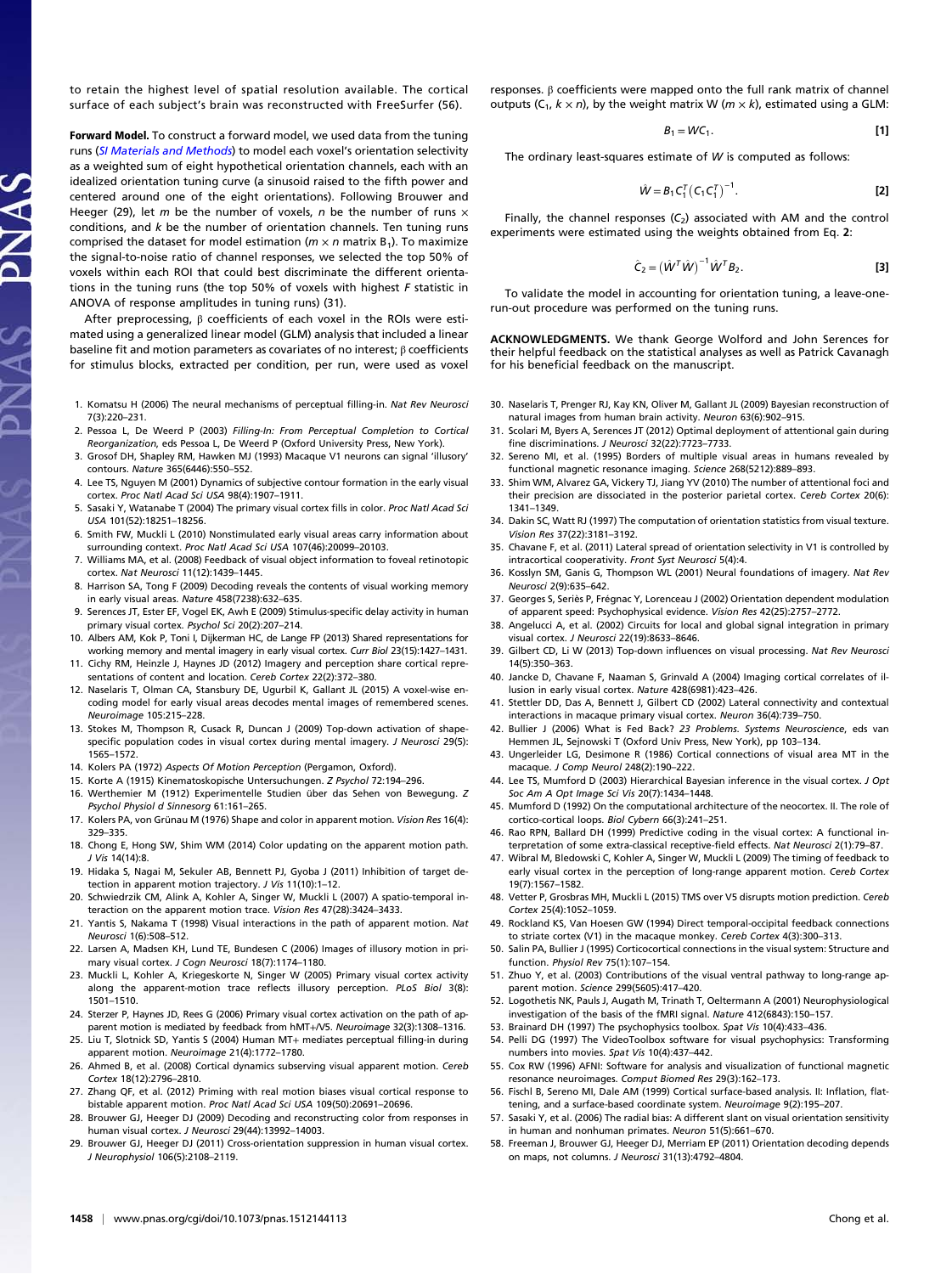to retain the highest level of spatial resolution available. The cortical surface of each subject's brain was reconstructed with FreeSurfer (56).

**Forward Model.** To construct a forward model, we used data from the tuning runs (*SI Materials and Methods*) to model each voxel's orientation selectivity as a weighted sum of eight hypothetical orientation channels, each with an idealized orientation tuning curve (a sinusoid raised to the fifth power and centered around one of the eight orientations). Following Brouwer and Heeger (29), let $m$ be the number of voxels, $n$ be the number of runs × conditions, and $k$ be the number of orientation channels. Ten tuning runs comprised the dataset for model estimation ($m \times n$ matrix $B_1$). To maximize the signal-to-noise ratio of channel responses, we selected the top 50% of voxels within each ROI that could best discriminate the different orientations in the tuning runs (the top 50% of voxels with highest $F$ statistic in ANOVA of response amplitudes in tuning runs) (31).

After preprocessing, β coefficients of each voxel in the ROIs were estimated using a generalized linear model (GLM) analysis that included a linear baseline fit and motion parameters as covariates of no interest; β coefficients for stimulus blocks, extracted per condition, per run, were used as voxel responses. β coefficients were mapped onto the full rank matrix of channel outputs ($C_1$, $k \times n$), by the weight matrix W ($m \times k$), estimated using a GLM:

$$B_1 = WC_1. \quad [1]$$

The ordinary least-squares estimate of $W$ is computed as follows:

$$\hat{W} = B_1 C_1^T \left(C_1 C_1^T\right)^{-1}. \quad [2]$$

Finally, the channel responses ($C_2$) associated with AM and the control experiments were estimated using the weights obtained from Eq. **2**:

$$\hat{C}_2 = \left(\hat{W}^T \hat{W}\right)^{-1} \hat{W}^T B_2. \quad [3]$$

To validate the model in accounting for orientation tuning, a leave-one-run-out procedure was performed on the tuning runs.

**ACKNOWLEDGMENTS.** We thank George Wolford and John Serences for their helpful feedback on the statistical analyses as well as Patrick Cavanagh for his beneficial feedback on the manuscript.

1. Komatsu H (2006) The neural mechanisms of perceptual filling-in. *Nat Rev Neurosci* 7(3):220–231.
2. Pessoa L, De Weerd P (2003) *Filling-In: From Perceptual Completion to Cortical Reorganization*, eds Pessoa L, De Weerd P (Oxford University Press, New York).
3. Grosof DH, Shapley RM, Hawken MJ (1993) Macaque V1 neurons can signal 'illusory' contours. *Nature* 365(6446):550–552.
4. Lee TS, Nguyen M (2001) Dynamics of subjective contour formation in the early visual cortex. *Proc Natl Acad Sci USA* 98(4):1907–1911.
5. Sasaki Y, Watanabe T (2004) The primary visual cortex fills in color. *Proc Natl Acad Sci USA* 101(52):18251–18256.
6. Smith FW, Muckli L (2010) Nonstimulated early visual areas carry information about surrounding context. *Proc Natl Acad Sci USA* 107(46):20099–20103.
7. Williams MA, et al. (2008) Feedback of visual object information to foveal retinotopic cortex. *Nat Neurosci* 11(12):1439–1445.
8. Harrison SA, Tong F (2009) Decoding reveals the contents of visual working memory in early visual areas. *Nature* 458(7238):632–635.
9. Serences JT, Ester EF, Vogel EK, Awh E (2009) Stimulus-specific delay activity in human primary visual cortex. *Psychol Sci* 20(2):207–214.
10. Albers AM, Kok P, Toni I, Dijkerman HC, de Lange FP (2013) Shared representations for working memory and mental imagery in early visual cortex. *Curr Biol* 23(15):1427–1431.
11. Cichy RM, Heinzle J, Haynes JD (2012) Imagery and perception share cortical representations of content and location. *Cereb Cortex* 22(2):372–380.
12. Naselaris T, Olman CA, Stansbury DE, Ugurbil K, Gallant JL (2015) A voxel-wise encoding model for early visual areas decodes mental images of remembered scenes. *Neuroimage* 105:215–228.
13. Stokes M, Thompson R, Cusack R, Duncan J (2009) Top-down activation of shape-specific population codes in visual cortex during mental imagery. *J Neurosci* 29(5): 1565–1572.
14. Kolers PA (1972) *Aspects Of Motion Perception* (Pergamon, Oxford).
15. Korte A (1915) Kinematoskopische Untersuchungen. *Z Psychol* 72:194–296.
16. Werthemier M (1912) Experimentelle Studien über das Sehen von Bewegung. *Z Psychol Physiol d Sinnesorg* 61:161–265.
17. Kolers PA, von Grünau M (1976) Shape and color in apparent motion. *Vision Res* 16(4): 329–335.
18. Chong E, Hong SW, Shim WM (2014) Color updating on the apparent motion path. *J Vis* 14(14):8.
19. Hidaka S, Nagai M, Sekuler AB, Bennett PJ, Gyoba J (2011) Inhibition of target detection in apparent motion trajectory. *J Vis* 11(10):1–12.
20. Schwiedrzik CM, Alink A, Kohler A, Singer W, Muckli L (2007) A spatio-temporal interaction on the apparent motion trace. *Vision Res* 47(28):3424–3433.
21. Yantis S, Nakama T (1998) Visual interactions in the path of apparent motion. *Nat Neurosci* 1(6):508–512.
22. Larsen A, Madsen KH, Lund TE, Bundesen C (2006) Images of illusory motion in primary visual cortex. *J Cogn Neurosci* 18(7):1174–1180.
23. Muckli L, Kohler A, Kriegeskorte N, Singer W (2005) Primary visual cortex activity along the apparent-motion trace reflects illusory perception. *PLoS Biol* 3(8): 1501–1510.
24. Sterzer P, Haynes JD, Rees G (2006) Primary visual cortex activation on the path of apparent motion is mediated by feedback from hMT+/V5. *Neuroimage* 32(3):1308–1316.
25. Liu T, Slotnick SD, Yantis S (2004) Human MT+ mediates perceptual filling-in during apparent motion. *Neuroimage* 21(4):1772–1780.
26. Ahmed B, et al. (2008) Cortical dynamics subserving visual apparent motion. *Cereb Cortex* 18(12):2796–2810.
27. Zhang QF, et al. (2012) Priming with real motion biases visual cortical response to bistable apparent motion. *Proc Natl Acad Sci USA* 109(50):20691–20696.
28. Brouwer GJ, Heeger DJ (2009) Decoding and reconstructing color from responses in human visual cortex. *J Neurosci* 29(44):13992–14003.
29. Brouwer GJ, Heeger DJ (2011) Cross-orientation suppression in human visual cortex. *J Neurophysiol* 106(5):2108–2119.
30. Naselaris T, Prenger RJ, Kay KN, Oliver M, Gallant JL (2009) Bayesian reconstruction of natural images from human brain activity. *Neuron* 63(6):902–915.
31. Scolari M, Byers A, Serences JT (2012) Optimal deployment of attentional gain during fine discriminations. *J Neurosci* 32(22):7723–7733.
32. Sereno MI, et al. (1995) Borders of multiple visual areas in humans revealed by functional magnetic resonance imaging. *Science* 268(5212):889–893.
33. Shim WM, Alvarez GA, Vickery TJ, Jiang YV (2010) The number of attentional foci and their precision are dissociated in the posterior parietal cortex. *Cereb Cortex* 20(6): 1341–1349.
34. Dakin SC, Watt RJ (1997) The computation of orientation statistics from visual texture. *Vision Res* 37(22):3181–3192.
35. Chavane F, et al. (2011) Lateral spread of orientation selectivity in V1 is controlled by intracortical cooperativity. *Front Syst Neurosci* 5(4):4.
36. Kosslyn SM, Ganis G, Thompson WL (2001) Neural foundations of imagery. *Nat Rev Neurosci* 2(9):635–642.
37. Georges S, Seriès P, Frégnac Y, Lorenceau J (2002) Orientation dependent modulation of apparent speed: Psychophysical evidence. *Vision Res* 42(25):2757–2772.
38. Angelucci A, et al. (2002) Circuits for local and global signal integration in primary visual cortex. *J Neurosci* 22(19):8633–8646.
39. Gilbert CD, Li W (2013) Top-down influences on visual processing. *Nat Rev Neurosci* 14(5):350–363.
40. Jancke D, Chavane F, Naaman S, Grinvald A (2004) Imaging cortical correlates of illusion in early visual cortex. *Nature* 428(6981):423–426.
41. Stettler DD, Das A, Bennett J, Gilbert CD (2002) Lateral connectivity and contextual interactions in macaque primary visual cortex. *Neuron* 36(4):739–750.
42. Bullier J (2006) What is Fed Back? *23 Problems. Systems Neuroscience*, eds van Hemmen JL, Sejnowski T (Oxford Univ Press, New York), pp 103–134.
43. Ungerleider LG, Desimone R (1986) Cortical connections of visual area MT in the macaque. *J Comp Neurol* 248(2):190–222.
44. Lee TS, Mumford D (2003) Hierarchical Bayesian inference in the visual cortex. *J Opt Soc Am A Opt Image Sci Vis* 20(7):1434–1448.
45. Mumford D (1992) On the computational architecture of the neocortex. II. The role of cortico-cortical loops. *Biol Cybern* 66(3):241–251.
46. Rao RPN, Ballard DH (1999) Predictive coding in the visual cortex: A functional interpretation of some extra-classical receptive-field effects. *Nat Neurosci* 2(1):79–87.
47. Wibral M, Bledowski C, Kohler A, Singer W, Muckli L (2009) The timing of feedback to early visual cortex in the perception of long-range apparent motion. *Cereb Cortex* 19(7):1567–1582.
48. Vetter P, Grosbras MH, Muckli L (2015) TMS over V5 disrupts motion prediction. *Cereb Cortex* 25(4):1052–1059.
49. Rockland KS, Van Hoesen GW (1994) Direct temporal-occipital feedback connections to striate cortex (V1) in the macaque monkey. *Cereb Cortex* 4(3):300–313.
50. Salin PA, Bullier J (1995) Corticocortical connections in the visual system: Structure and function. *Physiol Rev* 75(1):107–154.
51. Zhuo Y, et al. (2003) Contributions of the visual ventral pathway to long-range apparent motion. *Science* 299(5605):417–420.
52. Logothetis NK, Pauls J, Augath M, Trinath T, Oeltermann A (2001) Neurophysiological investigation of the basis of the fMRI signal. *Nature* 412(6843):150–157.
53. Brainard DH (1997) The psychophysics toolbox. *Spat Vis* 10(4):433–436.
54. Pelli DG (1997) The VideoToolbox software for visual psychophysics: Transforming numbers into movies. *Spat Vis* 10(4):437–442.
55. Cox RW (1996) AFNI: Software for analysis and visualization of functional magnetic resonance neuroimages. *Comput Biomed Res* 29(3):162–173.
56. Fischl B, Sereno MI, Dale AM (1999) Cortical surface-based analysis. II: Inflation, flattening, and a surface-based coordinate system. *Neuroimage* 9(2):195–207.
57. Sasaki Y, et al. (2006) The radial bias: A different slant on visual orientation sensitivity in human and nonhuman primates. *Neuron* 51(5):661–670.
58. Freeman J, Brouwer GJ, Heeger DJ, Merriam EP (2011) Orientation decoding depends on maps, not columns. *J Neurosci* 31(13):4792–4804.